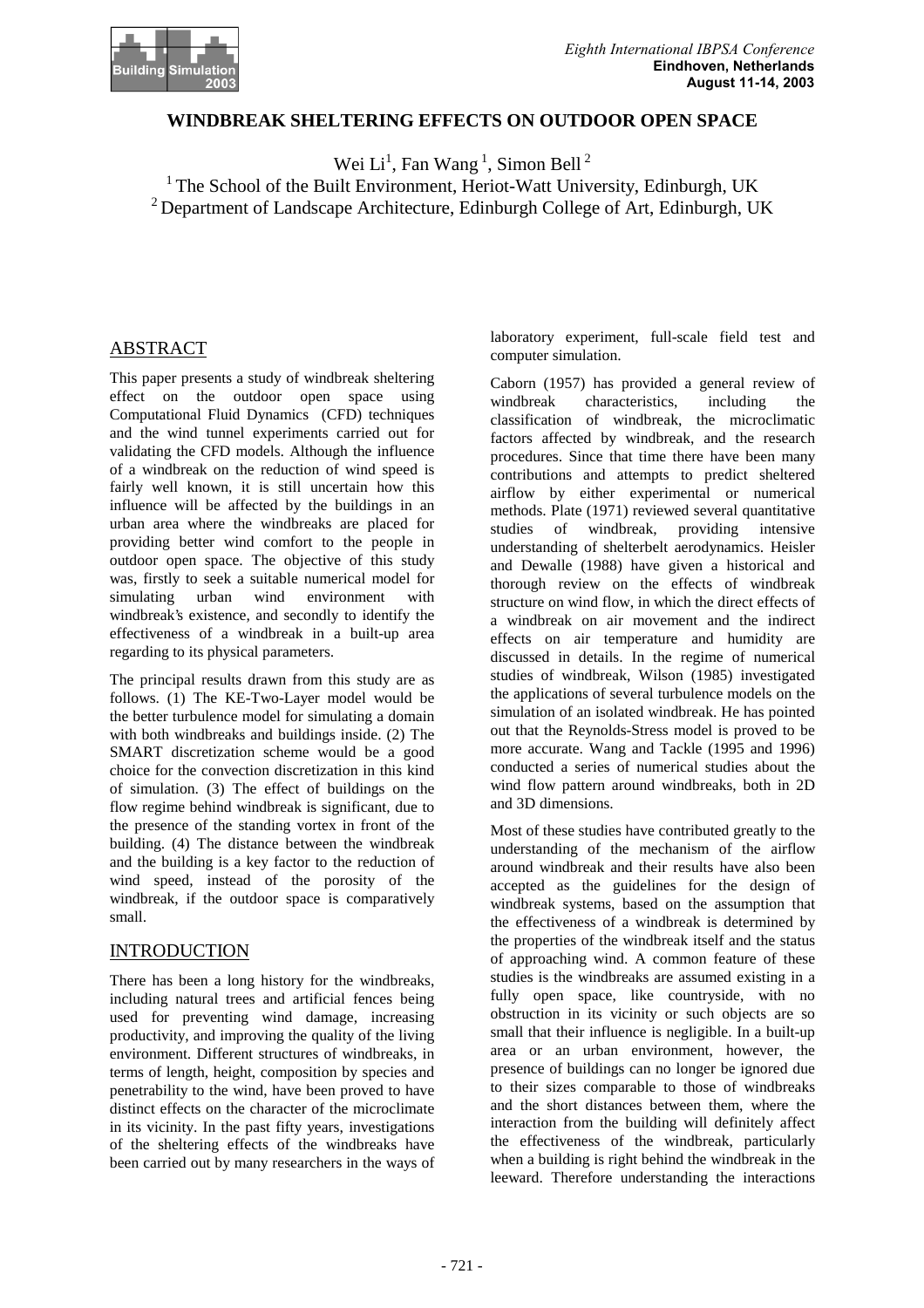# WINDBREAK SHELTERING EFFECTS ON OUTDOOR OPEN SPACE

Wei Li[1], Fan Wang[1], Simon Bell[2]

[1] The School of the Built Environment, Heriot-Watt University, Edinburgh, UK
[2] Department of Landscape Architecture, Edinburgh College of Art, Edinburgh, UK

## ABSTRACT

This paper presents a study of windbreak sheltering effect on the outdoor open space using Computational Fluid Dynamics (CFD) techniques and the wind tunnel experiments carried out for validating the CFD models. Although the influence of a windbreak on the reduction of wind speed is fairly well known, it is still uncertain how this influence will be affected by the buildings in an urban area where the windbreaks are placed for providing better wind comfort to the people in outdoor open space. The objective of this study was, firstly to seek a suitable numerical model for simulating urban wind environment with windbreak's existence, and secondly to identify the effectiveness of a windbreak in a built-up area regarding to its physical parameters.

The principal results drawn from this study are as follows. (1) The KE-Two-Layer model would be the better turbulence model for simulating a domain with both windbreaks and buildings inside. (2) The SMART discretization scheme would be a good choice for the convection discretization in this kind of simulation. (3) The effect of buildings on the flow regime behind windbreak is significant, due to the presence of the standing vortex in front of the building. (4) The distance between the windbreak and the building is a key factor to the reduction of wind speed, instead of the porosity of the windbreak, if the outdoor space is comparatively small.

## INTRODUCTION

There has been a long history for the windbreaks, including natural trees and artificial fences being used for preventing wind damage, increasing productivity, and improving the quality of the living environment. Different structures of windbreaks, in terms of length, height, composition by species and penetrability to the wind, have been proved to have distinct effects on the character of the microclimate in its vicinity. In the past fifty years, investigations of the sheltering effects of the windbreaks have been carried out by many researchers in the ways of laboratory experiment, full-scale field test and computer simulation.

Caborn (1957) has provided a general review of windbreak characteristics, including the classification of windbreak, the microclimatic factors affected by windbreak, and the research procedures. Since that time there have been many contributions and attempts to predict sheltered airflow by either experimental or numerical methods. Plate (1971) reviewed several quantitative studies of windbreak, providing intensive understanding of shelterbelt aerodynamics. Heisler and Dewalle (1988) have given a historical and thorough review on the effects of windbreak structure on wind flow, in which the direct effects of a windbreak on air movement and the indirect effects on air temperature and humidity are discussed in details. In the regime of numerical studies of windbreak, Wilson (1985) investigated the applications of several turbulence models on the simulation of an isolated windbreak. He has pointed out that the Reynolds-Stress model is proved to be more accurate. Wang and Tackle (1995 and 1996) conducted a series of numerical studies about the wind flow pattern around windbreaks, both in 2D and 3D dimensions.

Most of these studies have contributed greatly to the understanding of the mechanism of the airflow around windbreak and their results have also been accepted as the guidelines for the design of windbreak systems, based on the assumption that the effectiveness of a windbreak is determined by the properties of the windbreak itself and the status of approaching wind. A common feature of these studies is the windbreaks are assumed existing in a fully open space, like countryside, with no obstruction in its vicinity or such objects are so small that their influence is negligible. In a built-up area or an urban environment, however, the presence of buildings can no longer be ignored due to their sizes comparable to those of windbreaks and the short distances between them, where the interaction from the building will definitely affect the effectiveness of the windbreak, particularly when a building is right behind the windbreak in the leeward. Therefore understanding the interactions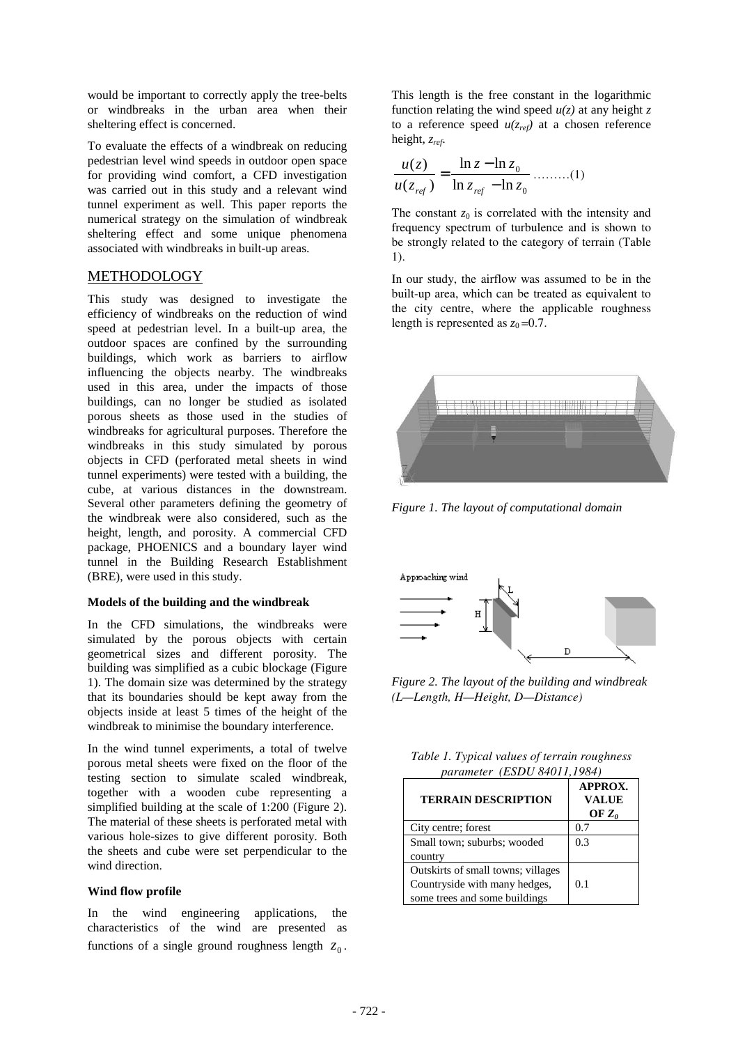would be important to correctly apply the tree-belts or windbreaks in the urban area when their sheltering effect is concerned.

To evaluate the effects of a windbreak on reducing pedestrian level wind speeds in outdoor open space for providing wind comfort, a CFD investigation was carried out in this study and a relevant wind tunnel experiment as well. This paper reports the numerical strategy on the simulation of windbreak sheltering effect and some unique phenomena associated with windbreaks in built-up areas.

## METHODOLOGY

This study was designed to investigate the efficiency of windbreaks on the reduction of wind speed at pedestrian level. In a built-up area, the outdoor spaces are confined by the surrounding buildings, which work as barriers to airflow influencing the objects nearby. The windbreaks used in this area, under the impacts of those buildings, can no longer be studied as isolated porous sheets as those used in the studies of windbreaks for agricultural purposes. Therefore the windbreaks in this study simulated by porous objects in CFD (perforated metal sheets in wind tunnel experiments) were tested with a building, the cube, at various distances in the downstream. Several other parameters defining the geometry of the windbreak were also considered, such as the height, length, and porosity. A commercial CFD package, PHOENICS and a boundary layer wind tunnel in the Building Research Establishment (BRE), were used in this study.

### Models of the building and the windbreak

In the CFD simulations, the windbreaks were simulated by the porous objects with certain geometrical sizes and different porosity. The building was simplified as a cubic blockage (Figure 1). The domain size was determined by the strategy that its boundaries should be kept away from the objects inside at least 5 times of the height of the windbreak to minimise the boundary interference.

In the wind tunnel experiments, a total of twelve porous metal sheets were fixed on the floor of the testing section to simulate scaled windbreak, together with a wooden cube representing a simplified building at the scale of 1:200 (Figure 2). The material of these sheets is perforated metal with various hole-sizes to give different porosity. Both the sheets and cube were set perpendicular to the wind direction.

### Wind flow profile

In the wind engineering applications, the characteristics of the wind are presented as functions of a single ground roughness length $z_0$. This length is the free constant in the logarithmic function relating the wind speed $u(z)$ at any height $z$ to a reference speed $u(z_{ref})$ at a chosen reference height, $z_{ref}$.

$$\frac{u(z)}{u(z_{ref})} = \frac{\ln z - \ln z_0}{\ln z_{ref} - \ln z_0} \quad \text{.........(1)}$$

The constant $z_0$ is correlated with the intensity and frequency spectrum of turbulence and is shown to be strongly related to the category of terrain (Table 1).

In our study, the airflow was assumed to be in the built-up area, which can be treated as equivalent to the city centre, where the applicable roughness length is represented as $z_0 = 0.7$.

*Figure 1. The layout of computational domain*

*Figure 2. The layout of the building and windbreak (L—Length, H—Height, D—Distance)*

*Table 1. Typical values of terrain roughness parameter (ESDU 84011,1984)*

| TERRAIN DESCRIPTION | APPROX. VALUE OF $Z_0$ |
|---|---|
| City centre; forest | 0.7 |
| Small town; suburbs; wooded country | 0.3 |
| Outskirts of small towns; villages Countryside with many hedges, some trees and some buildings | 0.1 |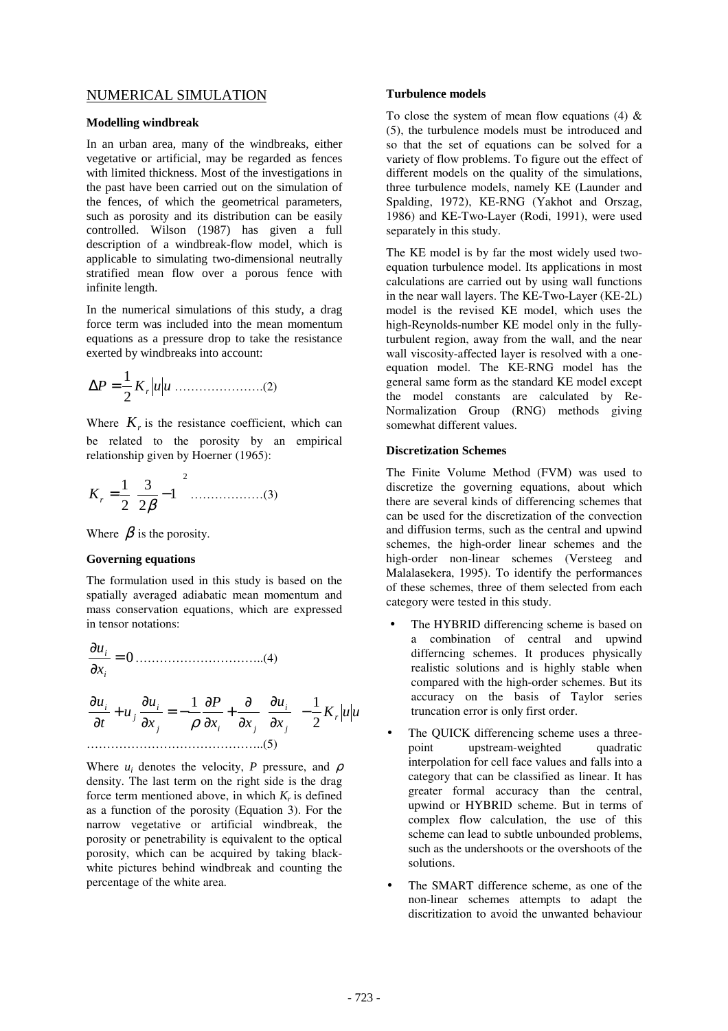## NUMERICAL SIMULATION

### Modelling windbreak

In an urban area, many of the windbreaks, either vegetative or artificial, may be regarded as fences with limited thickness. Most of the investigations in the past have been carried out on the simulation of the fences, of which the geometrical parameters, such as porosity and its distribution can be easily controlled. Wilson (1987) has given a full description of a windbreak-flow model, which is applicable to simulating two-dimensional neutrally stratified mean flow over a porous fence with infinite length.

In the numerical simulations of this study, a drag force term was included into the mean momentum equations as a pressure drop to take the resistance exerted by windbreaks into account:

$$\Delta P = \frac{1}{2} K_r |u| u \quad \text{.....................(2)}$$

Where $K_r$ is the resistance coefficient, which can be related to the porosity by an empirical relationship given by Hoerner (1965):

$$K_r = \frac{1}{2}\left(\frac{3}{2\beta} - 1\right)^2 \quad \text{.................(3)}$$

Where $\beta$ is the porosity.

### Governing equations

The formulation used in this study is based on the spatially averaged adiabatic mean momentum and mass conservation equations, which are expressed in tensor notations:

$$\frac{\partial u_i}{\partial x_i} = 0 \quad \text{..............................(4)}$$

$$\frac{\partial u_i}{\partial t} + u_j \frac{\partial u_i}{\partial x_j} = -\frac{1}{\rho}\frac{\partial P}{\partial x_i} + \frac{\partial}{\partial x_j}\left(\frac{\partial u_i}{\partial x_j}\right) - \frac{1}{2} K_r |u| u \quad \text{..........................................(5)}$$

Where $u_i$ denotes the velocity, $P$ pressure, and $\rho$ density. The last term on the right side is the drag force term mentioned above, in which $K_r$ is defined as a function of the porosity (Equation 3). For the narrow vegetative or artificial windbreak, the porosity or penetrability is equivalent to the optical porosity, which can be acquired by taking black-white pictures behind windbreak and counting the percentage of the white area.

### Turbulence models

To close the system of mean flow equations (4) & (5), the turbulence models must be introduced and so that the set of equations can be solved for a variety of flow problems. To figure out the effect of different models on the quality of the simulations, three turbulence models, namely KE (Launder and Spalding, 1972), KE-RNG (Yakhot and Orszag, 1986) and KE-Two-Layer (Rodi, 1991), were used separately in this study.

The KE model is by far the most widely used two-equation turbulence model. Its applications in most calculations are carried out by using wall functions in the near wall layers. The KE-Two-Layer (KE-2L) model is the revised KE model, which uses the high-Reynolds-number KE model only in the fully-turbulent region, away from the wall, and the near wall viscosity-affected layer is resolved with a one-equation model. The KE-RNG model has the general same form as the standard KE model except the model constants are calculated by Re-Normalization Group (RNG) methods giving somewhat different values.

### Discretization Schemes

The Finite Volume Method (FVM) was used to discretize the governing equations, about which there are several kinds of differencing schemes that can be used for the discretization of the convection and diffusion terms, such as the central and upwind schemes, the high-order linear schemes and the high-order non-linear schemes (Versteeg and Malalasekera, 1995). To identify the performances of these schemes, three of them selected from each category were tested in this study.

- The HYBRID differencing scheme is based on a combination of central and upwind differncing schemes. It produces physically realistic solutions and is highly stable when compared with the high-order schemes. But its accuracy on the basis of Taylor series truncation error is only first order.
- The QUICK differencing scheme uses a three-point upstream-weighted quadratic interpolation for cell face values and falls into a category that can be classified as linear. It has greater formal accuracy than the central, upwind or HYBRID scheme. But in terms of complex flow calculation, the use of this scheme can lead to subtle unbounded problems, such as the undershoots or the overshoots of the solutions.
- The SMART difference scheme, as one of the non-linear schemes attempts to adapt the discritization to avoid the unwanted behaviour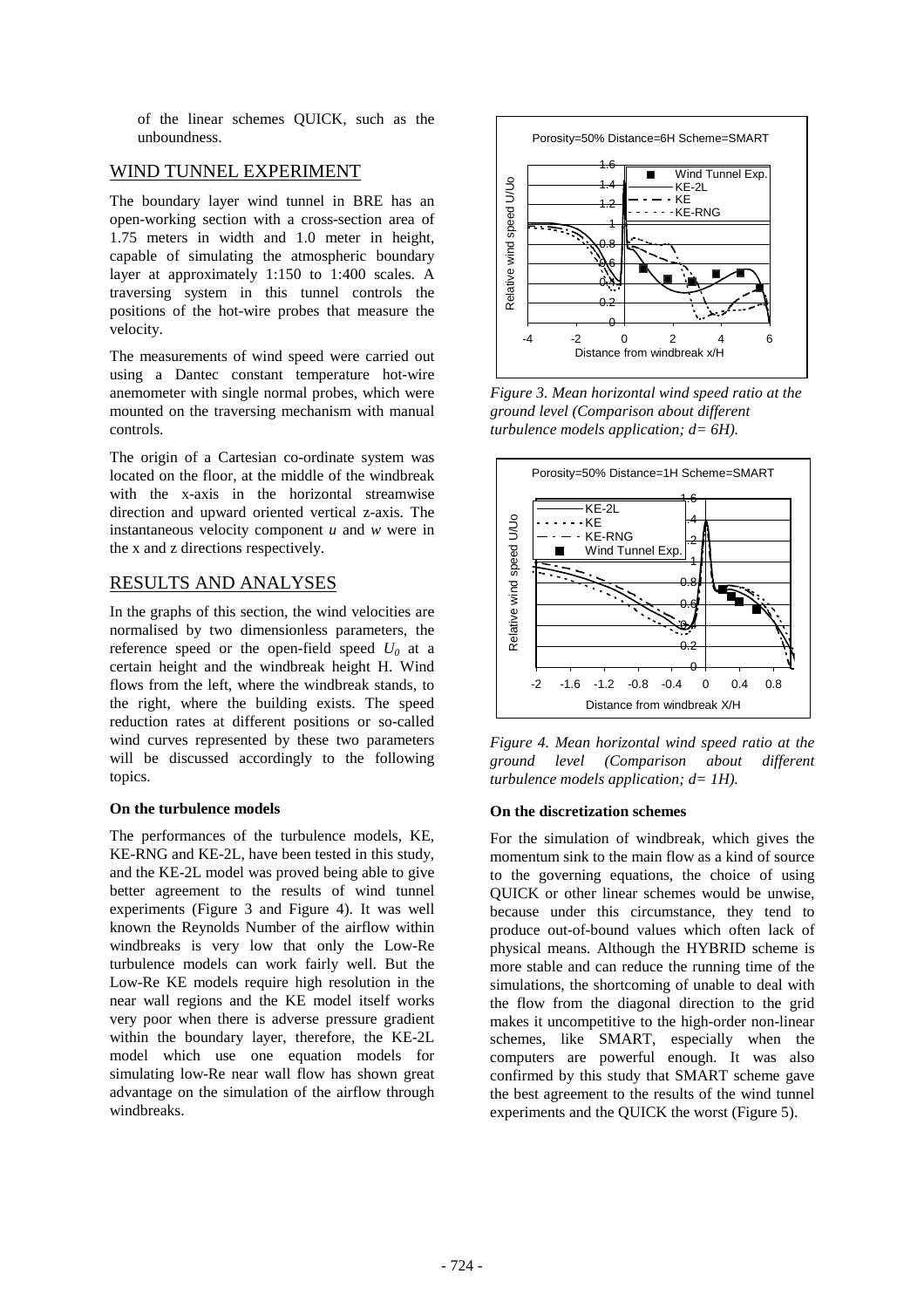of the linear schemes QUICK, such as the unboundness.

## WIND TUNNEL EXPERIMENT

The boundary layer wind tunnel in BRE has an open-working section with a cross-section area of 1.75 meters in width and 1.0 meter in height, capable of simulating the atmospheric boundary layer at approximately 1:150 to 1:400 scales. A traversing system in this tunnel controls the positions of the hot-wire probes that measure the velocity.

The measurements of wind speed were carried out using a Dantec constant temperature hot-wire anemometer with single normal probes, which were mounted on the traversing mechanism with manual controls.

The origin of a Cartesian co-ordinate system was located on the floor, at the middle of the windbreak with the x-axis in the horizontal streamwise direction and upward oriented vertical z-axis. The instantaneous velocity component *u* and *w* were in the x and z directions respectively.

## RESULTS AND ANALYSES

In the graphs of this section, the wind velocities are normalised by two dimensionless parameters, the reference speed or the open-field speed $U_0$ at a certain height and the windbreak height H. Wind flows from the left, where the windbreak stands, to the right, where the building exists. The speed reduction rates at different positions or so-called wind curves represented by these two parameters will be discussed accordingly to the following topics.

**On the turbulence models**

The performances of the turbulence models, KE, KE-RNG and KE-2L, have been tested in this study, and the KE-2L model was proved being able to give better agreement to the results of wind tunnel experiments (Figure 3 and Figure 4). It was well known the Reynolds Number of the airflow within windbreaks is very low that only the Low-Re turbulence models can work fairly well. But the Low-Re KE models require high resolution in the near wall regions and the KE model itself works very poor when there is adverse pressure gradient within the boundary layer, therefore, the KE-2L model which use one equation models for simulating low-Re near wall flow has shown great advantage on the simulation of the airflow through windbreaks.

*Figure 3. Mean horizontal wind speed ratio at the ground level (Comparison about different turbulence models application; d= 6H).*

*Figure 4. Mean horizontal wind speed ratio at the ground level (Comparison about different turbulence models application; d= 1H).*

**On the discretization schemes**

For the simulation of windbreak, which gives the momentum sink to the main flow as a kind of source to the governing equations, the choice of using QUICK or other linear schemes would be unwise, because under this circumstance, they tend to produce out-of-bound values which often lack of physical means. Although the HYBRID scheme is more stable and can reduce the running time of the simulations, the shortcoming of unable to deal with the flow from the diagonal direction to the grid makes it uncompetitive to the high-order non-linear schemes, like SMART, especially when the computers are powerful enough. It was also confirmed by this study that SMART scheme gave the best agreement to the results of the wind tunnel experiments and the QUICK the worst (Figure 5).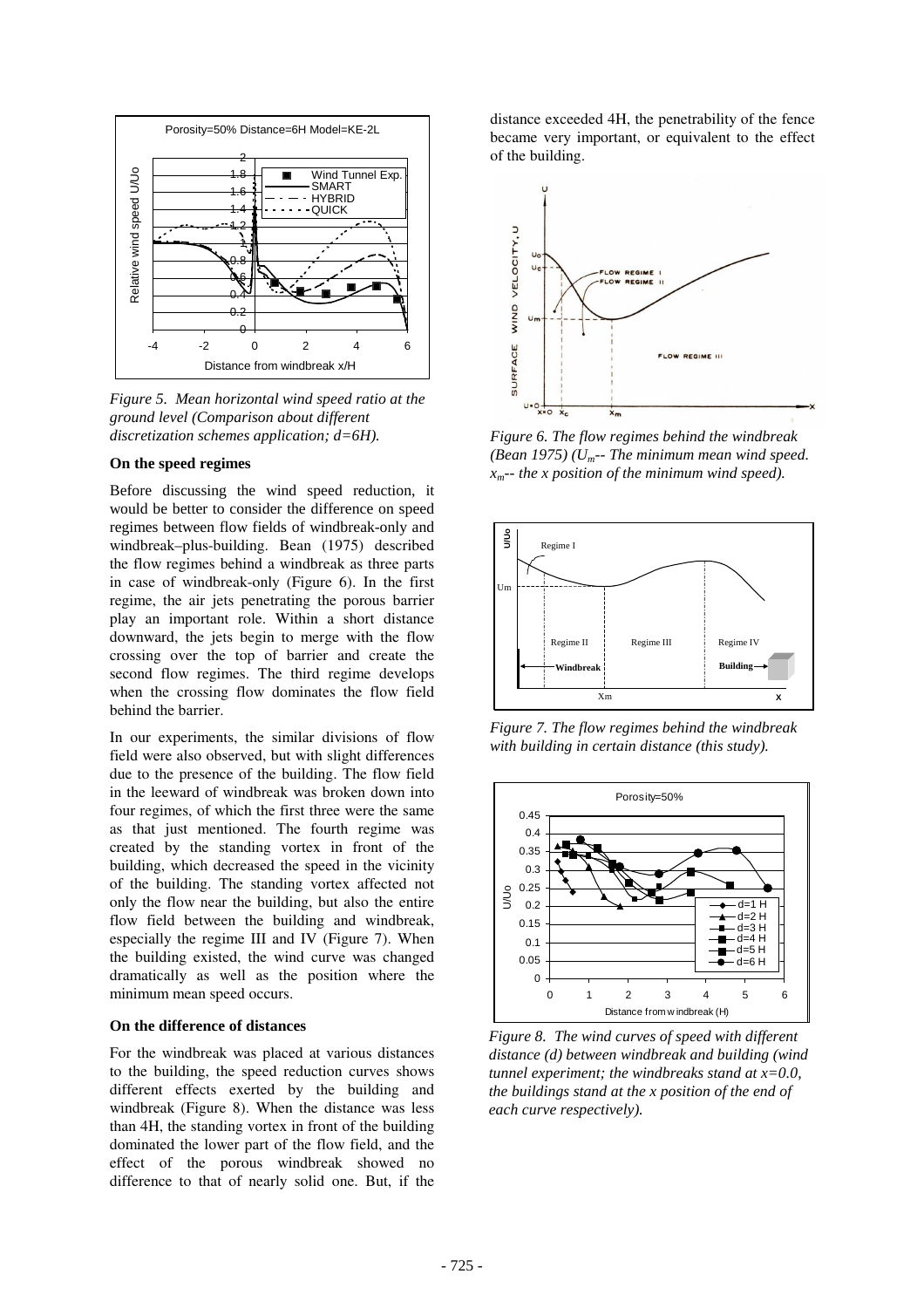*Figure 5. Mean horizontal wind speed ratio at the ground level (Comparison about different discretization schemes application; d=6H).*

**On the speed regimes**

Before discussing the wind speed reduction, it would be better to consider the difference on speed regimes between flow fields of windbreak-only and windbreak–plus-building. Bean (1975) described the flow regimes behind a windbreak as three parts in case of windbreak-only (Figure 6). In the first regime, the air jets penetrating the porous barrier play an important role. Within a short distance downward, the jets begin to merge with the flow crossing over the top of barrier and create the second flow regimes. The third regime develops when the crossing flow dominates the flow field behind the barrier.

In our experiments, the similar divisions of flow field were also observed, but with slight differences due to the presence of the building. The flow field in the leeward of windbreak was broken down into four regimes, of which the first three were the same as that just mentioned. The fourth regime was created by the standing vortex in front of the building, which decreased the speed in the vicinity of the building. The standing vortex affected not only the flow near the building, but also the entire flow field between the building and windbreak, especially the regime III and IV (Figure 7). When the building existed, the wind curve was changed dramatically as well as the position where the minimum mean speed occurs.

**On the difference of distances**

For the windbreak was placed at various distances to the building, the speed reduction curves shows different effects exerted by the building and windbreak (Figure 8). When the distance was less than 4H, the standing vortex in front of the building dominated the lower part of the flow field, and the effect of the porous windbreak showed no difference to that of nearly solid one. But, if the distance exceeded 4H, the penetrability of the fence became very important, or equivalent to the effect of the building.

*Figure 6. The flow regimes behind the windbreak (Bean 1975) ($U_m$-- The minimum mean wind speed. $x_m$-- the x position of the minimum wind speed).*

*Figure 7. The flow regimes behind the windbreak with building in certain distance (this study).*

*Figure 8. The wind curves of speed with different distance (d) between windbreak and building (wind tunnel experiment; the windbreaks stand at x=0.0, the buildings stand at the x position of the end of each curve respectively).*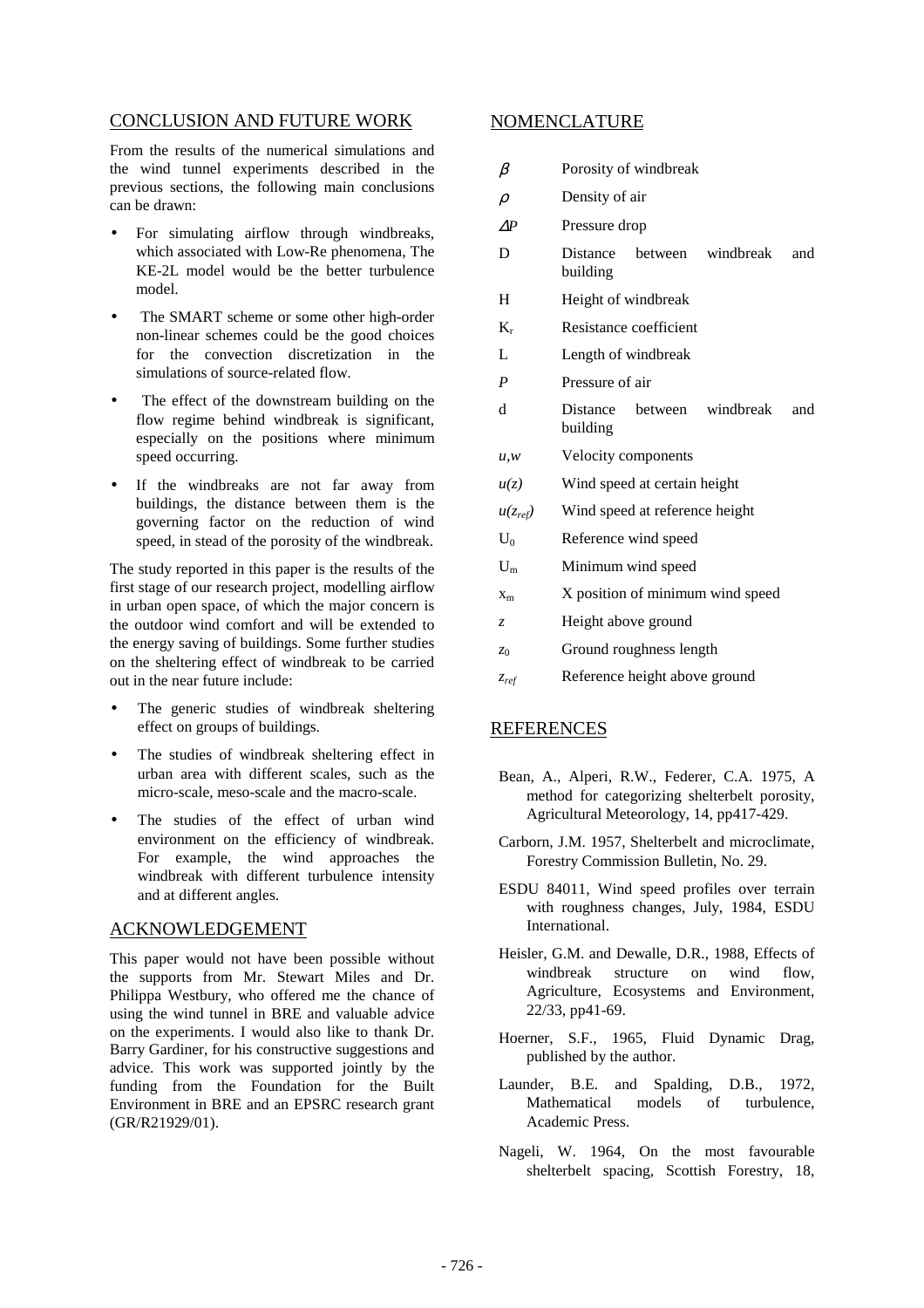## CONCLUSION AND FUTURE WORK

From the results of the numerical simulations and the wind tunnel experiments described in the previous sections, the following main conclusions can be drawn:

- For simulating airflow through windbreaks, which associated with Low-Re phenomena, The KE-2L model would be the better turbulence model.
- The SMART scheme or some other high-order non-linear schemes could be the good choices for the convection discretization in the simulations of source-related flow.
- The effect of the downstream building on the flow regime behind windbreak is significant, especially on the positions where minimum speed occurring.
- If the windbreaks are not far away from buildings, the distance between them is the governing factor on the reduction of wind speed, in stead of the porosity of the windbreak.

The study reported in this paper is the results of the first stage of our research project, modelling airflow in urban open space, of which the major concern is the outdoor wind comfort and will be extended to the energy saving of buildings. Some further studies on the sheltering effect of windbreak to be carried out in the near future include:

- The generic studies of windbreak sheltering effect on groups of buildings.
- The studies of windbreak sheltering effect in urban area with different scales, such as the micro-scale, meso-scale and the macro-scale.
- The studies of the effect of urban wind environment on the efficiency of windbreak. For example, the wind approaches the windbreak with different turbulence intensity and at different angles.

## ACKNOWLEDGEMENT

This paper would not have been possible without the supports from Mr. Stewart Miles and Dr. Philippa Westbury, who offered me the chance of using the wind tunnel in BRE and valuable advice on the experiments. I would also like to thank Dr. Barry Gardiner, for his constructive suggestions and advice. This work was supported jointly by the funding from the Foundation for the Built Environment in BRE and an EPSRC research grant (GR/R21929/01).

## NOMENCLATURE

| | |
|---|---|
| $\beta$ | Porosity of windbreak |
| $\rho$ | Density of air |
| $\Delta P$ | Pressure drop |
| D | Distance between windbreak and building |
| H | Height of windbreak |
| $K_r$ | Resistance coefficient |
| L | Length of windbreak |
| $P$ | Pressure of air |
| d | Distance between windbreak and building |
| $u,w$ | Velocity components |
| $u(z)$ | Wind speed at certain height |
| $u(z_{ref})$ | Wind speed at reference height |
| $U_0$ | Reference wind speed |
| $U_m$ | Minimum wind speed |
| $x_m$ | X position of minimum wind speed |
| $z$ | Height above ground |
| $z_0$ | Ground roughness length |
| $z_{ref}$ | Reference height above ground |

## REFERENCES

Bean, A., Alperi, R.W., Federer, C.A. 1975, A method for categorizing shelterbelt porosity, Agricultural Meteorology, 14, pp417-429.

Carborn, J.M. 1957, Shelterbelt and microclimate, Forestry Commission Bulletin, No. 29.

ESDU 84011, Wind speed profiles over terrain with roughness changes, July, 1984, ESDU International.

Heisler, G.M. and Dewalle, D.R., 1988, Effects of windbreak structure on wind flow, Agriculture, Ecosystems and Environment, 22/33, pp41-69.

Hoerner, S.F., 1965, Fluid Dynamic Drag, published by the author.

Launder, B.E. and Spalding, D.B., 1972, Mathematical models of turbulence, Academic Press.

Nageli, W. 1964, On the most favourable shelterbelt spacing, Scottish Forestry, 18,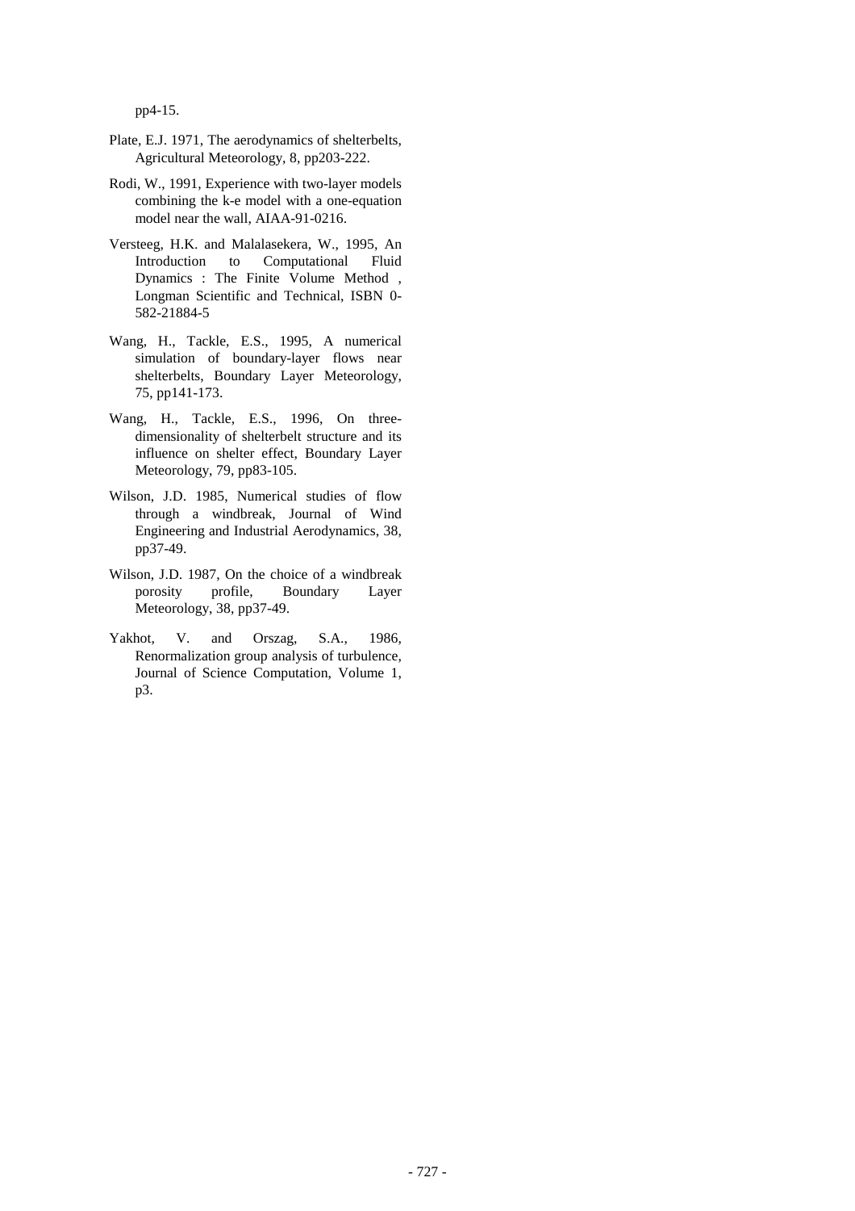pp4-15.

Plate, E.J. 1971, The aerodynamics of shelterbelts, Agricultural Meteorology, 8, pp203-222.

Rodi, W., 1991, Experience with two-layer models combining the k-e model with a one-equation model near the wall, AIAA-91-0216.

Versteeg, H.K. and Malalasekera, W., 1995, An Introduction to Computational Fluid Dynamics : The Finite Volume Method , Longman Scientific and Technical, ISBN 0-582-21884-5

Wang, H., Tackle, E.S., 1995, A numerical simulation of boundary-layer flows near shelterbelts, Boundary Layer Meteorology, 75, pp141-173.

Wang, H., Tackle, E.S., 1996, On three-dimensionality of shelterbelt structure and its influence on shelter effect, Boundary Layer Meteorology, 79, pp83-105.

Wilson, J.D. 1985, Numerical studies of flow through a windbreak, Journal of Wind Engineering and Industrial Aerodynamics, 38, pp37-49.

Wilson, J.D. 1987, On the choice of a windbreak porosity profile, Boundary Layer Meteorology, 38, pp37-49.

Yakhot, V. and Orszag, S.A., 1986, Renormalization group analysis of turbulence, Journal of Science Computation, Volume 1, p3.